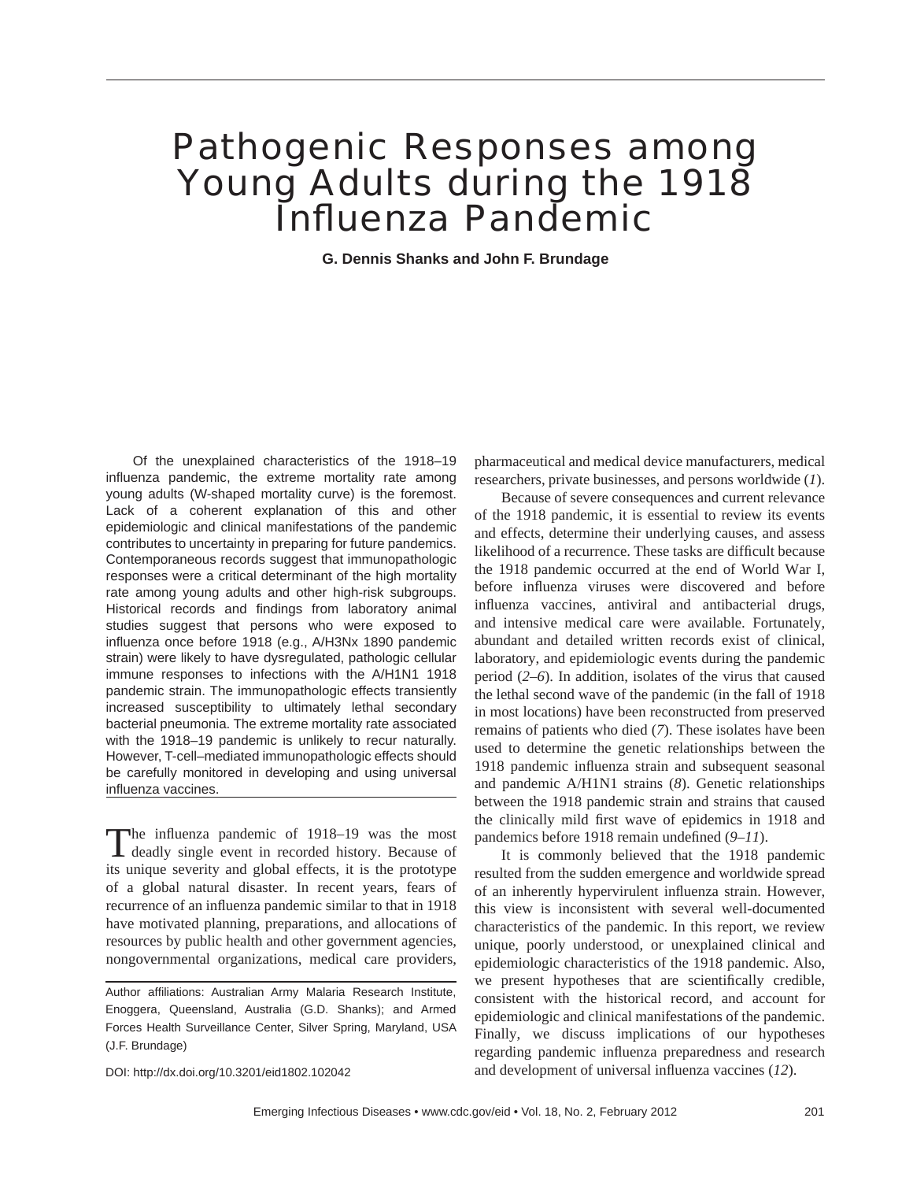# Pathogenic Responses among Young Adults during the 1918 Influenza Pandemic

**G. Dennis Shanks and John F. Brundage**

Of the unexplained characteristics of the 1918–19 influenza pandemic, the extreme mortality rate among young adults (W-shaped mortality curve) is the foremost. Lack of a coherent explanation of this and other epidemiologic and clinical manifestations of the pandemic contributes to uncertainty in preparing for future pandemics. Contemporaneous records suggest that immunopathologic responses were a critical determinant of the high mortality rate among young adults and other high-risk subgroups. Historical records and findings from laboratory animal studies suggest that persons who were exposed to influenza once before 1918 (e.g., A/H3Nx 1890 pandemic strain) were likely to have dysregulated, pathologic cellular immune responses to infections with the A/H1N1 1918 pandemic strain. The immunopathologic effects transiently increased susceptibility to ultimately lethal secondary bacterial pneumonia. The extreme mortality rate associated with the 1918–19 pandemic is unlikely to recur naturally. However, T-cell–mediated immunopathologic effects should be carefully monitored in developing and using universal influenza vaccines.

The influenza pandemic of 1918–19 was the most deadly single event in recorded history. Because of its unique severity and global effects, it is the prototype of a global natural disaster. In recent years, fears of recurrence of an influenza pandemic similar to that in 1918 have motivated planning, preparations, and allocations of resources by public health and other government agencies, nongovernmental organizations, medical care providers, pharmaceutical and medical device manufacturers, medical researchers, private businesses, and persons worldwide (*1*).

Because of severe consequences and current relevance of the 1918 pandemic, it is essential to review its events and effects, determine their underlying causes, and assess likelihood of a recurrence. These tasks are difficult because the 1918 pandemic occurred at the end of World War I, before influenza viruses were discovered and before influenza vaccines, antiviral and antibacterial drugs, and intensive medical care were available. Fortunately, abundant and detailed written records exist of clinical, laboratory, and epidemiologic events during the pandemic period (*2–6*). In addition, isolates of the virus that caused the lethal second wave of the pandemic (in the fall of 1918 in most locations) have been reconstructed from preserved remains of patients who died (*7*). These isolates have been used to determine the genetic relationships between the 1918 pandemic influenza strain and subsequent seasonal and pandemic A/H1N1 strains (*8*). Genetic relationships between the 1918 pandemic strain and strains that caused the clinically mild first wave of epidemics in 1918 and pandemics before 1918 remain undefined (*9–11*).

It is commonly believed that the 1918 pandemic resulted from the sudden emergence and worldwide spread of an inherently hypervirulent influenza strain. However, this view is inconsistent with several well-documented characteristics of the pandemic. In this report, we review unique, poorly understood, or unexplained clinical and epidemiologic characteristics of the 1918 pandemic. Also, we present hypotheses that are scientifically credible, consistent with the historical record, and account for epidemiologic and clinical manifestations of the pandemic. Finally, we discuss implications of our hypotheses regarding pandemic influenza preparedness and research and development of universal influenza vaccines (*12*).

Author affiliations: Australian Army Malaria Research Institute, Enoggera, Queensland, Australia (G.D. Shanks); and Armed Forces Health Surveillance Center, Silver Spring, Maryland, USA (J.F. Brundage)

DOI: http://dx.doi.org/10.3201/eid1802.102042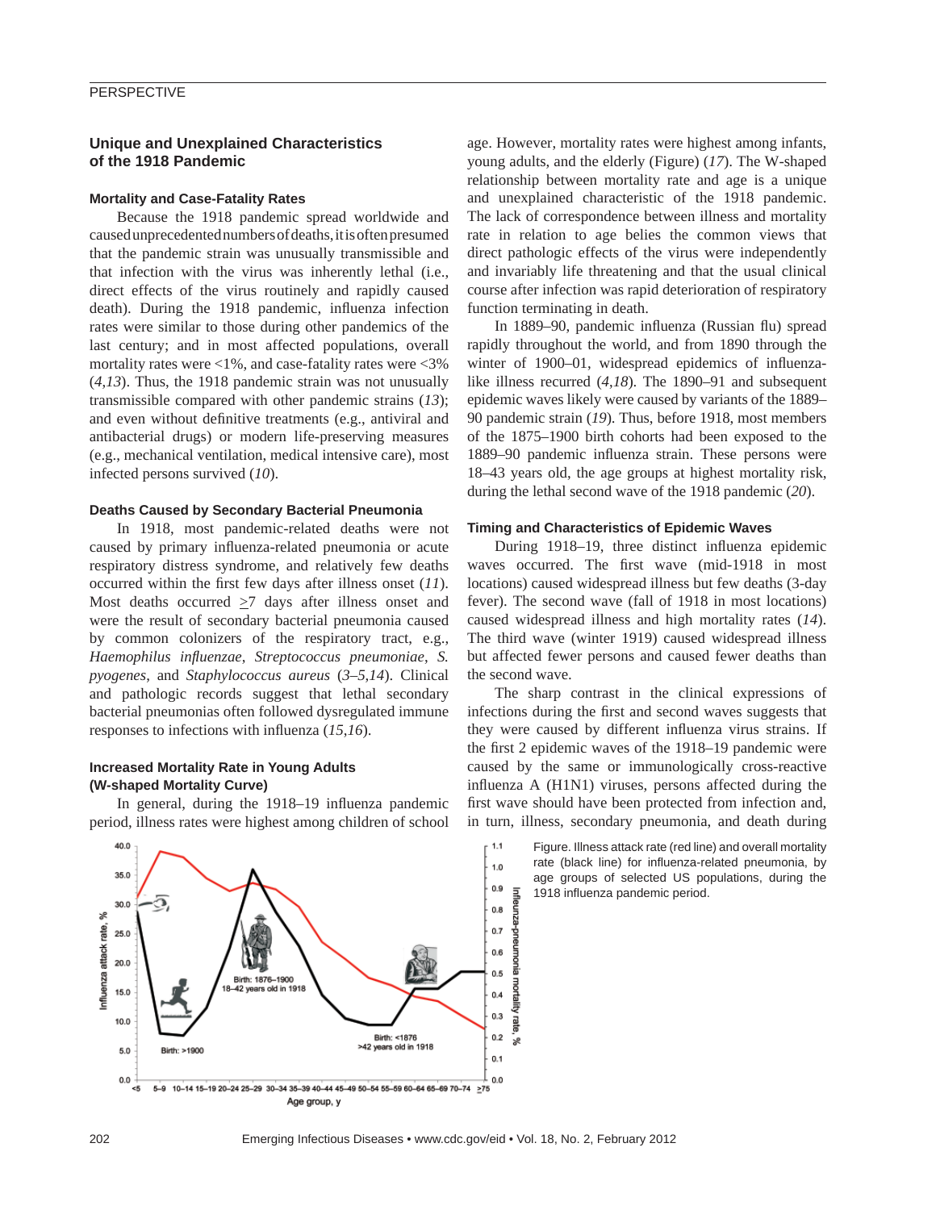## Unique and Unexplained Characteristics of the 1918 Pandemic

### Mortality and Case-Fatality Rates

Because the 1918 pandemic spread worldwide and caused unprecedented numbers of deaths, it is often presumed that the pandemic strain was unusually transmissible and that infection with the virus was inherently lethal (i.e., direct effects of the virus routinely and rapidly caused death). During the 1918 pandemic, influenza infection rates were similar to those during other pandemics of the last century; and in most affected populations, overall mortality rates were <1%, and case-fatality rates were <3% (*4,13*). Thus, the 1918 pandemic strain was not unusually transmissible compared with other pandemic strains (*13*); and even without definitive treatments (e.g., antiviral and antibacterial drugs) or modern life-preserving measures (e.g., mechanical ventilation, medical intensive care), most infected persons survived (*10*).

### Deaths Caused by Secondary Bacterial Pneumonia

In 1918, most pandemic-related deaths were not caused by primary influenza-related pneumonia or acute respiratory distress syndrome, and relatively few deaths occurred within the first few days after illness onset (*11*). Most deaths occurred ≥7 days after illness onset and were the result of secondary bacterial pneumonia caused by common colonizers of the respiratory tract, e.g., *Haemophilus influenzae*, *Streptococcus pneumoniae*, *S. pyogenes*, and *Staphylococcus aureus* (*3–5,14*). Clinical and pathologic records suggest that lethal secondary bacterial pneumonias often followed dysregulated immune responses to infections with influenza (*15,16*).

### Increased Mortality Rate in Young Adults (W-shaped Mortality Curve)

In general, during the 1918–19 influenza pandemic period, illness rates were highest among children of school age. However, mortality rates were highest among infants, young adults, and the elderly (Figure) (*17*). The W-shaped relationship between mortality rate and age is a unique and unexplained characteristic of the 1918 pandemic. The lack of correspondence between illness and mortality rate in relation to age belies the common views that direct pathologic effects of the virus were independently and invariably life threatening and that the usual clinical course after infection was rapid deterioration of respiratory function terminating in death.

In 1889–90, pandemic influenza (Russian flu) spread rapidly throughout the world, and from 1890 through the winter of 1900–01, widespread epidemics of influenza-like illness recurred (*4,18*). The 1890–91 and subsequent epidemic waves likely were caused by variants of the 1889–90 pandemic strain (*19*). Thus, before 1918, most members of the 1875–1900 birth cohorts had been exposed to the 1889–90 pandemic influenza strain. These persons were 18–43 years old, the age groups at highest mortality risk, during the lethal second wave of the 1918 pandemic (*20*).

### Timing and Characteristics of Epidemic Waves

During 1918–19, three distinct influenza epidemic waves occurred. The first wave (mid-1918 in most locations) caused widespread illness but few deaths (3-day fever). The second wave (fall of 1918 in most locations) caused widespread illness and high mortality rates (*14*). The third wave (winter 1919) caused widespread illness but affected fewer persons and caused fewer deaths than the second wave.

The sharp contrast in the clinical expressions of infections during the first and second waves suggests that they were caused by different influenza virus strains. If the first 2 epidemic waves of the 1918–19 pandemic were caused by the same or immunologically cross-reactive influenza A (H1N1) viruses, persons affected during the first wave should have been protected from infection and, in turn, illness, secondary pneumonia, and death during

Influenza attack rate, %
40.0
35.0
30.0
25.0
20.0
15.0
10.0
5.0
0.0

Influenza-pneumonia mortality rate, %
1.1
1.0
0.9
0.8
0.7
0.6
0.5
0.4
0.3
0.2
0.1
0.0

Birth: >1900
Birth: 1876–1900
18–42 years old in 1918
Birth: <1876
>42 years old in 1918

<5 5–9 10–14 15–19 20–24 25–29 30–34 35–39 40–44 45–49 50–54 55–59 60–64 65–69 70–74 ≥75
Age group, y

Figure. Illness attack rate (red line) and overall mortality rate (black line) for influenza-related pneumonia, by age groups of selected US populations, during the 1918 influenza pandemic period.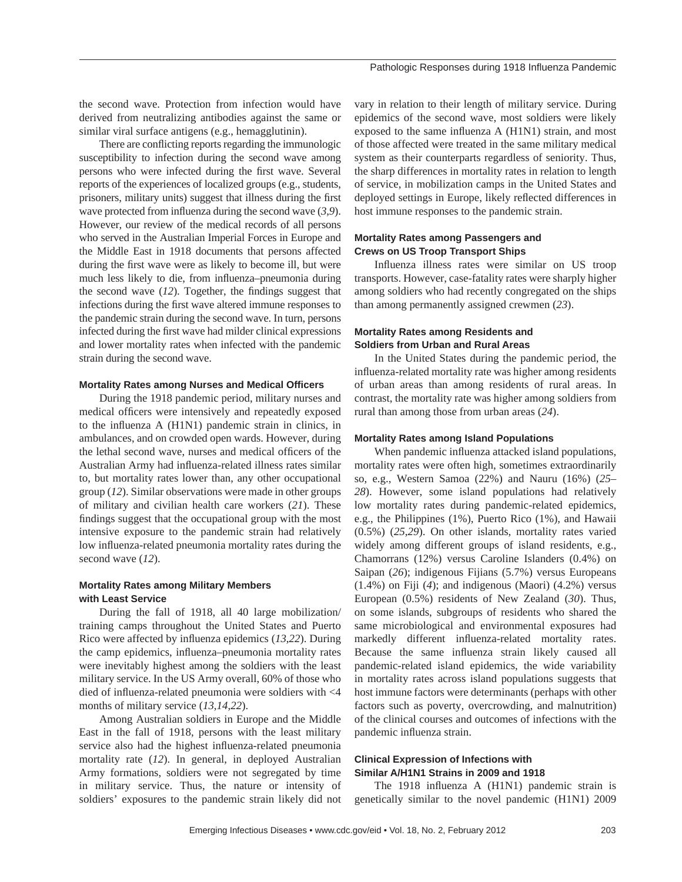the second wave. Protection from infection would have derived from neutralizing antibodies against the same or similar viral surface antigens (e.g., hemagglutinin).

There are conflicting reports regarding the immunologic susceptibility to infection during the second wave among persons who were infected during the first wave. Several reports of the experiences of localized groups (e.g., students, prisoners, military units) suggest that illness during the first wave protected from influenza during the second wave (*3*,*9*). However, our review of the medical records of all persons who served in the Australian Imperial Forces in Europe and the Middle East in 1918 documents that persons affected during the first wave were as likely to become ill, but were much less likely to die, from influenza–pneumonia during the second wave (*12*). Together, the findings suggest that infections during the first wave altered immune responses to the pandemic strain during the second wave. In turn, persons infected during the first wave had milder clinical expressions and lower mortality rates when infected with the pandemic strain during the second wave.

### Mortality Rates among Nurses and Medical Officers

During the 1918 pandemic period, military nurses and medical officers were intensively and repeatedly exposed to the influenza A (H1N1) pandemic strain in clinics, in ambulances, and on crowded open wards. However, during the lethal second wave, nurses and medical officers of the Australian Army had influenza-related illness rates similar to, but mortality rates lower than, any other occupational group (*12*). Similar observations were made in other groups of military and civilian health care workers (*21*). These findings suggest that the occupational group with the most intensive exposure to the pandemic strain had relatively low influenza-related pneumonia mortality rates during the second wave (*12*).

### Mortality Rates among Military Members with Least Service

During the fall of 1918, all 40 large mobilization/training camps throughout the United States and Puerto Rico were affected by influenza epidemics (*13*,*22*). During the camp epidemics, influenza–pneumonia mortality rates were inevitably highest among the soldiers with the least military service. In the US Army overall, 60% of those who died of influenza-related pneumonia were soldiers with <4 months of military service (*13*,*14*,*22*).

Among Australian soldiers in Europe and the Middle East in the fall of 1918, persons with the least military service also had the highest influenza-related pneumonia mortality rate (*12*). In general, in deployed Australian Army formations, soldiers were not segregated by time in military service. Thus, the nature or intensity of soldiers' exposures to the pandemic strain likely did not vary in relation to their length of military service. During epidemics of the second wave, most soldiers were likely exposed to the same influenza A (H1N1) strain, and most of those affected were treated in the same military medical system as their counterparts regardless of seniority. Thus, the sharp differences in mortality rates in relation to length of service, in mobilization camps in the United States and deployed settings in Europe, likely reflected differences in host immune responses to the pandemic strain.

### Mortality Rates among Passengers and Crews on US Troop Transport Ships

Influenza illness rates were similar on US troop transports. However, case-fatality rates were sharply higher among soldiers who had recently congregated on the ships than among permanently assigned crewmen (*23*).

### Mortality Rates among Residents and Soldiers from Urban and Rural Areas

In the United States during the pandemic period, the influenza-related mortality rate was higher among residents of urban areas than among residents of rural areas. In contrast, the mortality rate was higher among soldiers from rural than among those from urban areas (*24*).

### Mortality Rates among Island Populations

When pandemic influenza attacked island populations, mortality rates were often high, sometimes extraordinarily so, e.g., Western Samoa (22%) and Nauru (16%) (*25*–*28*). However, some island populations had relatively low mortality rates during pandemic-related epidemics, e.g., the Philippines (1%), Puerto Rico (1%), and Hawaii (0.5%) (*25*,*29*). On other islands, mortality rates varied widely among different groups of island residents, e.g., Chamorrans (12%) versus Caroline Islanders (0.4%) on Saipan (*26*); indigenous Fijians (5.7%) versus Europeans (1.4%) on Fiji (*4*); and indigenous (Maori) (4.2%) versus European (0.5%) residents of New Zealand (*30*). Thus, on some islands, subgroups of residents who shared the same microbiological and environmental exposures had markedly different influenza-related mortality rates. Because the same influenza strain likely caused all pandemic-related island epidemics, the wide variability in mortality rates across island populations suggests that host immune factors were determinants (perhaps with other factors such as poverty, overcrowding, and malnutrition) of the clinical courses and outcomes of infections with the pandemic influenza strain.

### Clinical Expression of Infections with Similar A/H1N1 Strains in 2009 and 1918

The 1918 influenza A (H1N1) pandemic strain is genetically similar to the novel pandemic (H1N1) 2009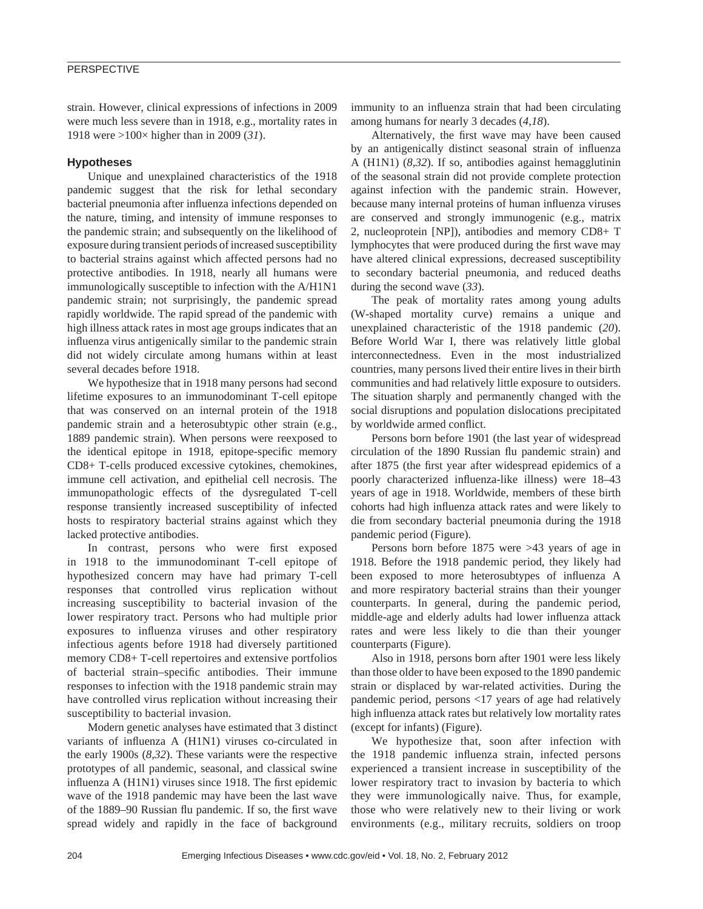strain. However, clinical expressions of infections in 2009 were much less severe than in 1918, e.g., mortality rates in 1918 were >100× higher than in 2009 (*31*).

### Hypotheses

Unique and unexplained characteristics of the 1918 pandemic suggest that the risk for lethal secondary bacterial pneumonia after influenza infections depended on the nature, timing, and intensity of immune responses to the pandemic strain; and subsequently on the likelihood of exposure during transient periods of increased susceptibility to bacterial strains against which affected persons had no protective antibodies. In 1918, nearly all humans were immunologically susceptible to infection with the A/H1N1 pandemic strain; not surprisingly, the pandemic spread rapidly worldwide. The rapid spread of the pandemic with high illness attack rates in most age groups indicates that an influenza virus antigenically similar to the pandemic strain did not widely circulate among humans within at least several decades before 1918.

We hypothesize that in 1918 many persons had second lifetime exposures to an immunodominant T-cell epitope that was conserved on an internal protein of the 1918 pandemic strain and a heterosubtypic other strain (e.g., 1889 pandemic strain). When persons were reexposed to the identical epitope in 1918, epitope-specific memory CD8+ T-cells produced excessive cytokines, chemokines, immune cell activation, and epithelial cell necrosis. The immunopathologic effects of the dysregulated T-cell response transiently increased susceptibility of infected hosts to respiratory bacterial strains against which they lacked protective antibodies.

In contrast, persons who were first exposed in 1918 to the immunodominant T-cell epitope of hypothesized concern may have had primary T-cell responses that controlled virus replication without increasing susceptibility to bacterial invasion of the lower respiratory tract. Persons who had multiple prior exposures to influenza viruses and other respiratory infectious agents before 1918 had diversely partitioned memory CD8+ T-cell repertoires and extensive portfolios of bacterial strain–specific antibodies. Their immune responses to infection with the 1918 pandemic strain may have controlled virus replication without increasing their susceptibility to bacterial invasion.

Modern genetic analyses have estimated that 3 distinct variants of influenza A (H1N1) viruses co-circulated in the early 1900s (*8,32*). These variants were the respective prototypes of all pandemic, seasonal, and classical swine influenza A (H1N1) viruses since 1918. The first epidemic wave of the 1918 pandemic may have been the last wave of the 1889–90 Russian flu pandemic. If so, the first wave spread widely and rapidly in the face of background immunity to an influenza strain that had been circulating among humans for nearly 3 decades (*4,18*).

Alternatively, the first wave may have been caused by an antigenically distinct seasonal strain of influenza A (H1N1) (*8,32*). If so, antibodies against hemagglutinin of the seasonal strain did not provide complete protection against infection with the pandemic strain. However, because many internal proteins of human influenza viruses are conserved and strongly immunogenic (e.g., matrix 2, nucleoprotein [NP]), antibodies and memory CD8+ T lymphocytes that were produced during the first wave may have altered clinical expressions, decreased susceptibility to secondary bacterial pneumonia, and reduced deaths during the second wave (*33*).

The peak of mortality rates among young adults (W-shaped mortality curve) remains a unique and unexplained characteristic of the 1918 pandemic (*20*). Before World War I, there was relatively little global interconnectedness. Even in the most industrialized countries, many persons lived their entire lives in their birth communities and had relatively little exposure to outsiders. The situation sharply and permanently changed with the social disruptions and population dislocations precipitated by worldwide armed conflict.

Persons born before 1901 (the last year of widespread circulation of the 1890 Russian flu pandemic strain) and after 1875 (the first year after widespread epidemics of a poorly characterized influenza-like illness) were 18–43 years of age in 1918. Worldwide, members of these birth cohorts had high influenza attack rates and were likely to die from secondary bacterial pneumonia during the 1918 pandemic period (Figure).

Persons born before 1875 were >43 years of age in 1918. Before the 1918 pandemic period, they likely had been exposed to more heterosubtypes of influenza A and more respiratory bacterial strains than their younger counterparts. In general, during the pandemic period, middle-age and elderly adults had lower influenza attack rates and were less likely to die than their younger counterparts (Figure).

Also in 1918, persons born after 1901 were less likely than those older to have been exposed to the 1890 pandemic strain or displaced by war-related activities. During the pandemic period, persons <17 years of age had relatively high influenza attack rates but relatively low mortality rates (except for infants) (Figure).

We hypothesize that, soon after infection with the 1918 pandemic influenza strain, infected persons experienced a transient increase in susceptibility of the lower respiratory tract to invasion by bacteria to which they were immunologically naive. Thus, for example, those who were relatively new to their living or work environments (e.g., military recruits, soldiers on troop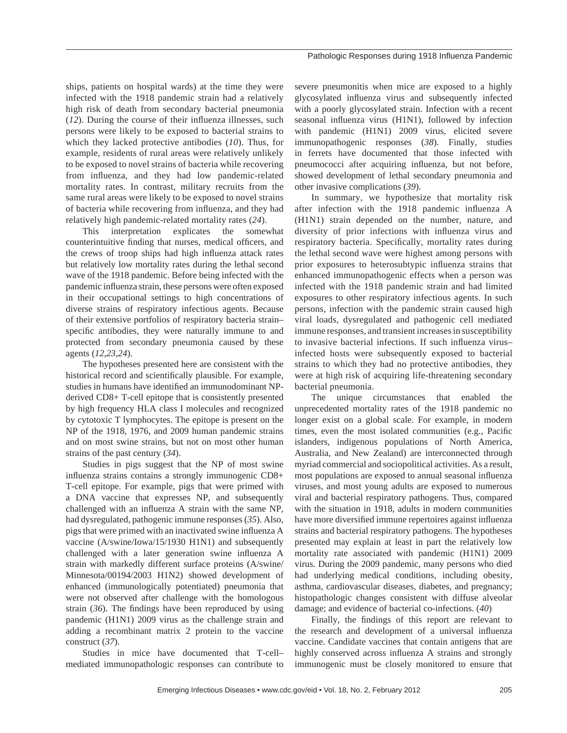ships, patients on hospital wards) at the time they were infected with the 1918 pandemic strain had a relatively high risk of death from secondary bacterial pneumonia (*12*). During the course of their influenza illnesses, such persons were likely to be exposed to bacterial strains to which they lacked protective antibodies (*10*). Thus, for example, residents of rural areas were relatively unlikely to be exposed to novel strains of bacteria while recovering from influenza, and they had low pandemic-related mortality rates. In contrast, military recruits from the same rural areas were likely to be exposed to novel strains of bacteria while recovering from influenza, and they had relatively high pandemic-related mortality rates (*24*).

This interpretation explicates the somewhat counterintuitive finding that nurses, medical officers, and the crews of troop ships had high influenza attack rates but relatively low mortality rates during the lethal second wave of the 1918 pandemic. Before being infected with the pandemic influenza strain, these persons were often exposed in their occupational settings to high concentrations of diverse strains of respiratory infectious agents. Because of their extensive portfolios of respiratory bacteria strain–specific antibodies, they were naturally immune to and protected from secondary pneumonia caused by these agents (*12*,*23*,*24*).

The hypotheses presented here are consistent with the historical record and scientifically plausible. For example, studies in humans have identified an immunodominant NP-derived CD8+ T-cell epitope that is consistently presented by high frequency HLA class I molecules and recognized by cytotoxic T lymphocytes. The epitope is present on the NP of the 1918, 1976, and 2009 human pandemic strains and on most swine strains, but not on most other human strains of the past century (*34*).

Studies in pigs suggest that the NP of most swine influenza strains contains a strongly immunogenic CD8+ T-cell epitope. For example, pigs that were primed with a DNA vaccine that expresses NP, and subsequently challenged with an influenza A strain with the same NP, had dysregulated, pathogenic immune responses (*35*). Also, pigs that were primed with an inactivated swine influenza A vaccine (A/swine/Iowa/15/1930 H1N1) and subsequently challenged with a later generation swine influenza A strain with markedly different surface proteins (A/swine/Minnesota/00194/2003 H1N2) showed development of enhanced (immunologically potentiated) pneumonia that were not observed after challenge with the homologous strain (*36*). The findings have been reproduced by using pandemic (H1N1) 2009 virus as the challenge strain and adding a recombinant matrix 2 protein to the vaccine construct (*37*).

Studies in mice have documented that T-cell–mediated immunopathologic responses can contribute to severe pneumonitis when mice are exposed to a highly glycosylated influenza virus and subsequently infected with a poorly glycosylated strain. Infection with a recent seasonal influenza virus (H1N1), followed by infection with pandemic (H1N1) 2009 virus, elicited severe immunopathogenic responses (*38*). Finally, studies in ferrets have documented that those infected with pneumococci after acquiring influenza, but not before, showed development of lethal secondary pneumonia and other invasive complications (*39*).

In summary, we hypothesize that mortality risk after infection with the 1918 pandemic influenza A (H1N1) strain depended on the number, nature, and diversity of prior infections with influenza virus and respiratory bacteria. Specifically, mortality rates during the lethal second wave were highest among persons with prior exposures to heterosubtypic influenza strains that enhanced immunopathogenic effects when a person was infected with the 1918 pandemic strain and had limited exposures to other respiratory infectious agents. In such persons, infection with the pandemic strain caused high viral loads, dysregulated and pathogenic cell mediated immune responses, and transient increases in susceptibility to invasive bacterial infections. If such influenza virus–infected hosts were subsequently exposed to bacterial strains to which they had no protective antibodies, they were at high risk of acquiring life-threatening secondary bacterial pneumonia.

The unique circumstances that enabled the unprecedented mortality rates of the 1918 pandemic no longer exist on a global scale. For example, in modern times, even the most isolated communities (e.g., Pacific islanders, indigenous populations of North America, Australia, and New Zealand) are interconnected through myriad commercial and sociopolitical activities. As a result, most populations are exposed to annual seasonal influenza viruses, and most young adults are exposed to numerous viral and bacterial respiratory pathogens. Thus, compared with the situation in 1918, adults in modern communities have more diversified immune repertoires against influenza strains and bacterial respiratory pathogens. The hypotheses presented may explain at least in part the relatively low mortality rate associated with pandemic (H1N1) 2009 virus. During the 2009 pandemic, many persons who died had underlying medical conditions, including obesity, asthma, cardiovascular diseases, diabetes, and pregnancy; histopathologic changes consistent with diffuse alveolar damage; and evidence of bacterial co-infections. (*40*)

Finally, the findings of this report are relevant to the research and development of a universal influenza vaccine. Candidate vaccines that contain antigens that are highly conserved across influenza A strains and strongly immunogenic must be closely monitored to ensure that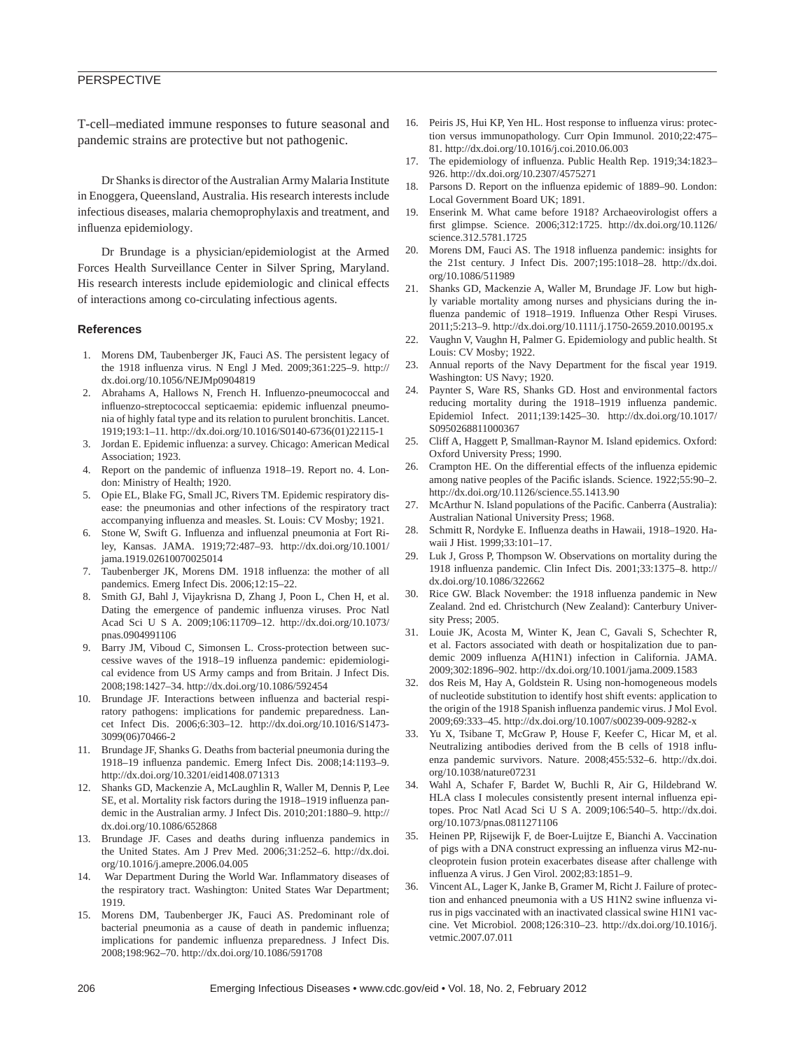T-cell–mediated immune responses to future seasonal and pandemic strains are protective but not pathogenic.

Dr Shanks is director of the Australian Army Malaria Institute in Enoggera, Queensland, Australia. His research interests include infectious diseases, malaria chemoprophylaxis and treatment, and influenza epidemiology.

Dr Brundage is a physician/epidemiologist at the Armed Forces Health Surveillance Center in Silver Spring, Maryland. His research interests include epidemiologic and clinical effects of interactions among co-circulating infectious agents.

### References

1. Morens DM, Taubenberger JK, Fauci AS. The persistent legacy of the 1918 influenza virus. N Engl J Med. 2009;361:225–9. http://dx.doi.org/10.1056/NEJMp0904819
2. Abrahams A, Hallows N, French H. Influenzo-pneumococcal and influenzo-streptococcal septicaemia: epidemic influenzal pneumonia of highly fatal type and its relation to purulent bronchitis. Lancet. 1919;193:1–11. http://dx.doi.org/10.1016/S0140-6736(01)22115-1
3. Jordan E. Epidemic influenza: a survey. Chicago: American Medical Association; 1923.
4. Report on the pandemic of influenza 1918–19. Report no. 4. London: Ministry of Health; 1920.
5. Opie EL, Blake FG, Small JC, Rivers TM. Epidemic respiratory disease: the pneumonias and other infections of the respiratory tract accompanying influenza and measles. St. Louis: CV Mosby; 1921.
6. Stone W, Swift G. Influenza and influenzal pneumonia at Fort Riley, Kansas. JAMA. 1919;72:487–93. http://dx.doi.org/10.1001/jama.1919.02610070025014
7. Taubenberger JK, Morens DM. 1918 influenza: the mother of all pandemics. Emerg Infect Dis. 2006;12:15–22.
8. Smith GJ, Bahl J, Vijaykrisna D, Zhang J, Poon L, Chen H, et al. Dating the emergence of pandemic influenza viruses. Proc Natl Acad Sci U S A. 2009;106:11709–12. http://dx.doi.org/10.1073/pnas.0904991106
9. Barry JM, Viboud C, Simonsen L. Cross-protection between successive waves of the 1918–19 influenza pandemic: epidemiological evidence from US Army camps and from Britain. J Infect Dis. 2008;198:1427–34. http://dx.doi.org/10.1086/592454
10. Brundage JF. Interactions between influenza and bacterial respiratory pathogens: implications for pandemic preparedness. Lancet Infect Dis. 2006;6:303–12. http://dx.doi.org/10.1016/S1473-3099(06)70466-2
11. Brundage JF, Shanks G. Deaths from bacterial pneumonia during the 1918–19 influenza pandemic. Emerg Infect Dis. 2008;14:1193–9. http://dx.doi.org/10.3201/eid1408.071313
12. Shanks GD, Mackenzie A, McLaughlin R, Waller M, Dennis P, Lee SE, et al. Mortality risk factors during the 1918–1919 influenza pandemic in the Australian army. J Infect Dis. 2010;201:1880–9. http://dx.doi.org/10.1086/652868
13. Brundage JF. Cases and deaths during influenza pandemics in the United States. Am J Prev Med. 2006;31:252–6. http://dx.doi.org/10.1016/j.amepre.2006.04.005
14. War Department During the World War. Inflammatory diseases of the respiratory tract. Washington: United States War Department; 1919.
15. Morens DM, Taubenberger JK, Fauci AS. Predominant role of bacterial pneumonia as a cause of death in pandemic influenza; implications for pandemic influenza preparedness. J Infect Dis. 2008;198:962–70. http://dx.doi.org/10.1086/591708
16. Peiris JS, Hui KP, Yen HL. Host response to influenza virus: protection versus immunopathology. Curr Opin Immunol. 2010;22:475–81. http://dx.doi.org/10.1016/j.coi.2010.06.003
17. The epidemiology of influenza. Public Health Rep. 1919;34:1823–926. http://dx.doi.org/10.2307/4575271
18. Parsons D. Report on the influenza epidemic of 1889–90. London: Local Government Board UK; 1891.
19. Enserink M. What came before 1918? Archaeovirologist offers a first glimpse. Science. 2006;312:1725. http://dx.doi.org/10.1126/science.312.5781.1725
20. Morens DM, Fauci AS. The 1918 influenza pandemic: insights for the 21st century. J Infect Dis. 2007;195:1018–28. http://dx.doi.org/10.1086/511989
21. Shanks GD, Mackenzie A, Waller M, Brundage JF. Low but highly variable mortality among nurses and physicians during the influenza pandemic of 1918–1919. Influenza Other Respi Viruses. 2011;5:213–9. http://dx.doi.org/10.1111/j.1750-2659.2010.00195.x
22. Vaughn V, Vaughn H, Palmer G. Epidemiology and public health. St Louis: CV Mosby; 1922.
23. Annual reports of the Navy Department for the fiscal year 1919. Washington: US Navy; 1920.
24. Paynter S, Ware RS, Shanks GD. Host and environmental factors reducing mortality during the 1918–1919 influenza pandemic. Epidemiol Infect. 2011;139:1425–30. http://dx.doi.org/10.1017/S0950268811000367
25. Cliff A, Haggett P, Smallman-Raynor M. Island epidemics. Oxford: Oxford University Press; 1990.
26. Crampton HE. On the differential effects of the influenza epidemic among native peoples of the Pacific islands. Science. 1922;55:90–2. http://dx.doi.org/10.1126/science.55.1413.90
27. McArthur N. Island populations of the Pacific. Canberra (Australia): Australian National University Press; 1968.
28. Schmitt R, Nordyke E. Influenza deaths in Hawaii, 1918–1920. Hawaii J Hist. 1999;33:101–17.
29. Luk J, Gross P, Thompson W. Observations on mortality during the 1918 influenza pandemic. Clin Infect Dis. 2001;33:1375–8. http://dx.doi.org/10.1086/322662
30. Rice GW. Black November: the 1918 influenza pandemic in New Zealand. 2nd ed. Christchurch (New Zealand): Canterbury University Press; 2005.
31. Louie JK, Acosta M, Winter K, Jean C, Gavali S, Schechter R, et al. Factors associated with death or hospitalization due to pandemic 2009 influenza A(H1N1) infection in California. JAMA. 2009;302:1896–902. http://dx.doi.org/10.1001/jama.2009.1583
32. dos Reis M, Hay A, Goldstein R. Using non-homogeneous models of nucleotide substitution to identify host shift events: application to the origin of the 1918 Spanish influenza pandemic virus. J Mol Evol. 2009;69:333–45. http://dx.doi.org/10.1007/s00239-009-9282-x
33. Yu X, Tsibane T, McGraw P, House F, Keefer C, Hicar M, et al. Neutralizing antibodies derived from the B cells of 1918 influenza pandemic survivors. Nature. 2008;455:532–6. http://dx.doi.org/10.1038/nature07231
34. Wahl A, Schafer F, Bardet W, Buchli R, Air G, Hildebrand W. HLA class I molecules consistently present internal influenza epitopes. Proc Natl Acad Sci U S A. 2009;106:540–5. http://dx.doi.org/10.1073/pnas.0811271106
35. Heinen PP, Rijsewijk F, de Boer-Luijtze E, Bianchi A. Vaccination of pigs with a DNA construct expressing an influenza virus M2-nucleoprotein fusion protein exacerbates disease after challenge with influenza A virus. J Gen Virol. 2002;83:1851–9.
36. Vincent AL, Lager K, Janke B, Gramer M, Richt J. Failure of protection and enhanced pneumonia with a US H1N2 swine influenza virus in pigs vaccinated with an inactivated classical swine H1N1 vaccine. Vet Microbiol. 2008;126:310–23. http://dx.doi.org/10.1016/j.vetmic.2007.07.011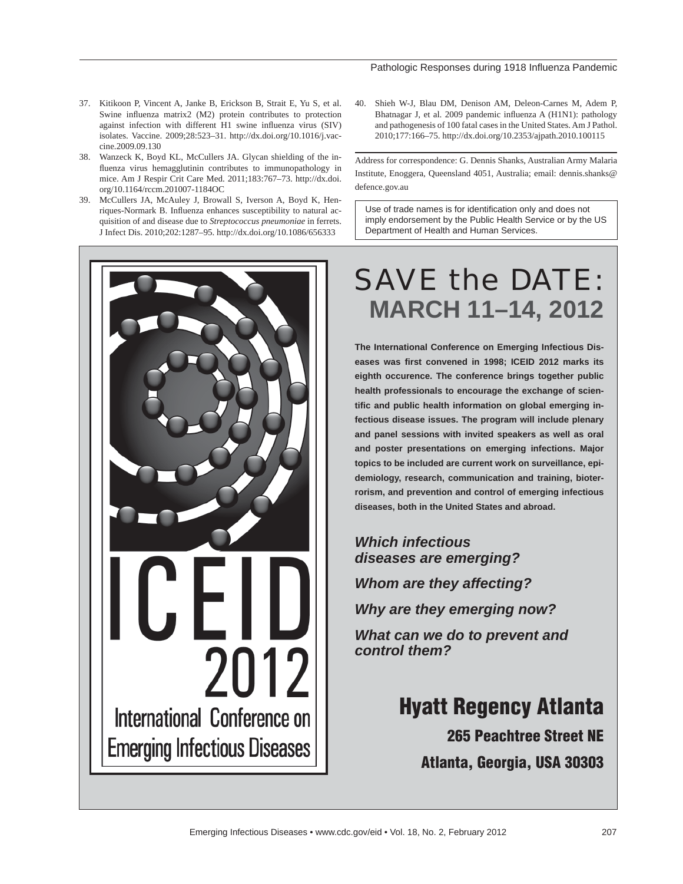37. Kitikoon P, Vincent A, Janke B, Erickson B, Strait E, Yu S, et al. Swine influenza matrix2 (M2) protein contributes to protection against infection with different H1 swine influenza virus (SIV) isolates. Vaccine. 2009;28:523–31. http://dx.doi.org/10.1016/j.vaccine.2009.09.130
38. Wanzeck K, Boyd KL, McCullers JA. Glycan shielding of the influenza virus hemagglutinin contributes to immunopathology in mice. Am J Respir Crit Care Med. 2011;183:767–73. http://dx.doi.org/10.1164/rccm.201007-1184OC
39. McCullers JA, McAuley J, Browall S, Iverson A, Boyd K, Henriques-Normark B. Influenza enhances susceptibility to natural acquisition of and disease due to *Streptococcus pneumoniae* in ferrets. J Infect Dis. 2010;202:1287–95. http://dx.doi.org/10.1086/656333
40. Shieh W-J, Blau DM, Denison AM, Deleon-Carnes M, Adem P, Bhatnagar J, et al. 2009 pandemic influenza A (H1N1): pathology and pathogenesis of 100 fatal cases in the United States. Am J Pathol. 2010;177:166–75. http://dx.doi.org/10.2353/ajpath.2010.100115

Address for correspondence: G. Dennis Shanks, Australian Army Malaria Institute, Enoggera, Queensland 4051, Australia; email: dennis.shanks@defence.gov.au

Use of trade names is for identification only and does not imply endorsement by the Public Health Service or by the US Department of Health and Human Services.

ICEID 2012

International Conference on Emerging Infectious Diseases

# SAVE the DATE:

## MARCH 11–14, 2012

**The International Conference on Emerging Infectious Diseases was first convened in 1998; ICEID 2012 marks its eighth occurence. The conference brings together public health professionals to encourage the exchange of scientific and public health information on global emerging infectious disease issues. The program will include plenary and panel sessions with invited speakers as well as oral and poster presentations on emerging infections. Major topics to be included are current work on surveillance, epidemiology, research, communication and training, bioterrorism, and prevention and control of emerging infectious diseases, both in the United States and abroad.**

***Which infectious diseases are emerging?***

***Whom are they affecting?***

***Why are they emerging now?***

***What can we do to prevent and control them?***

**Hyatt Regency Atlanta**

**265 Peachtree Street NE**

**Atlanta, Georgia, USA 30303**